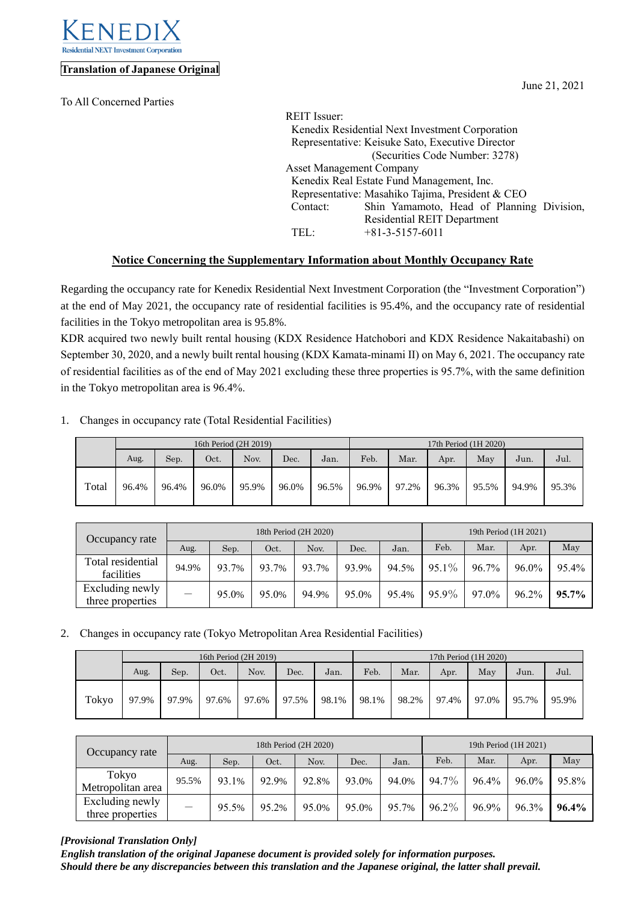KENEDIX
Residential NEXT Investment Corporation

**Translation of Japanese Original**

June 21, 2021

To All Concerned Parties

REIT Issuer:
Kenedix Residential Next Investment Corporation
Representative: Keisuke Sato, Executive Director
(Securities Code Number: 3278)
Asset Management Company
Kenedix Real Estate Fund Management, Inc.
Representative: Masahiko Tajima, President & CEO
Contact: Shin Yamamoto, Head of Planning Division, Residential REIT Department
TEL: +81-3-5157-6011

## Notice Concerning the Supplementary Information about Monthly Occupancy Rate

Regarding the occupancy rate for Kenedix Residential Next Investment Corporation (the "Investment Corporation") at the end of May 2021, the occupancy rate of residential facilities is 95.4%, and the occupancy rate of residential facilities in the Tokyo metropolitan area is 95.8%.

KDR acquired two newly built rental housing (KDX Residence Hatchobori and KDX Residence Nakaitabashi) on September 30, 2020, and a newly built rental housing (KDX Kamata-minami II) on May 6, 2021. The occupancy rate of residential facilities as of the end of May 2021 excluding these three properties is 95.7%, with the same definition in the Tokyo metropolitan area is 96.4%.

1. Changes in occupancy rate (Total Residential Facilities)

| | 16th Period (2H 2019) | | | | | | 17th Period (1H 2020) | | | | | |
|---|---|---|---|---|---|---|---|---|---|---|---|---|
| | Aug. | Sep. | Oct. | Nov. | Dec. | Jan. | Feb. | Mar. | Apr. | May | Jun. | Jul. |
| Total | 96.4% | 96.4% | 96.0% | 95.9% | 96.0% | 96.5% | 96.9% | 97.2% | 96.3% | 95.5% | 94.9% | 95.3% |

| Occupancy rate | 18th Period (2H 2020) | | | | | | 19th Period (1H 2021) | | | |
|---|---|---|---|---|---|---|---|---|---|---|
| | Aug. | Sep. | Oct. | Nov. | Dec. | Jan. | Feb. | Mar. | Apr. | May |
| Total residential facilities | 94.9% | 93.7% | 93.7% | 93.7% | 93.9% | 94.5% | 95.1% | 96.7% | 96.0% | 95.4% |
| Excluding newly three properties | — | 95.0% | 95.0% | 94.9% | 95.0% | 95.4% | 95.9% | 97.0% | 96.2% | **95.7%** |

2. Changes in occupancy rate (Tokyo Metropolitan Area Residential Facilities)

| | 16th Period (2H 2019) | | | | | | 17th Period (1H 2020) | | | | | |
|---|---|---|---|---|---|---|---|---|---|---|---|---|
| | Aug. | Sep. | Oct. | Nov. | Dec. | Jan. | Feb. | Mar. | Apr. | May | Jun. | Jul. |
| Tokyo | 97.9% | 97.9% | 97.6% | 97.6% | 97.5% | 98.1% | 98.1% | 98.2% | 97.4% | 97.0% | 95.7% | 95.9% |

| Occupancy rate | 18th Period (2H 2020) | | | | | | 19th Period (1H 2021) | | | |
|---|---|---|---|---|---|---|---|---|---|---|
| | Aug. | Sep. | Oct. | Nov. | Dec. | Jan. | Feb. | Mar. | Apr. | May |
| Tokyo Metropolitan area | 95.5% | 93.1% | 92.9% | 92.8% | 93.0% | 94.0% | 94.7% | 96.4% | 96.0% | 95.8% |
| Excluding newly three properties | — | 95.5% | 95.2% | 95.0% | 95.0% | 95.7% | 96.2% | 96.9% | 96.3% | **96.4%** |

***[Provisional Translation Only]***
***English translation of the original Japanese document is provided solely for information purposes.***
***Should there be any discrepancies between this translation and the Japanese original, the latter shall prevail.***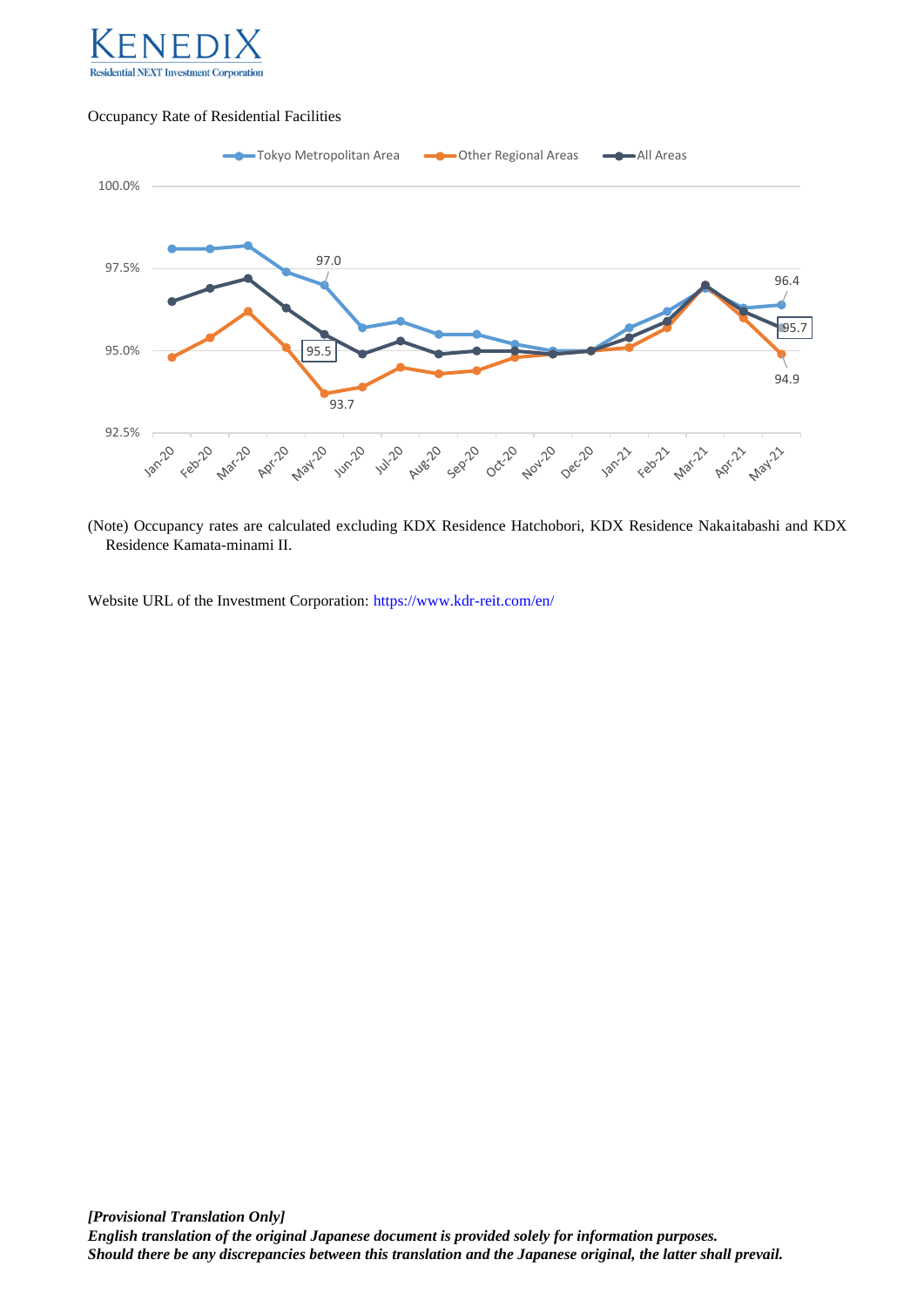Occupancy Rate of Residential Facilities

Tokyo Metropolitan Area
Other Regional Areas
All Areas

100.0%
97.5%
95.0%
92.5%

97.0
95.5
93.7
96.4
95.7
94.9

Jan-20 Feb-20 Mar-20 Apr-20 May-20 Jun-20 Jul-20 Aug-20 Sep-20 Oct-20 Nov-20 Dec-20 Jan-21 Feb-21 Mar-21 Apr-21 May-21

(Note) Occupancy rates are calculated excluding KDX Residence Hatchobori, KDX Residence Nakaitabashi and KDX Residence Kamata-minami II.

Website URL of the Investment Corporation: https://www.kdr-reit.com/en/

***[Provisional Translation Only]***
***English translation of the original Japanese document is provided solely for information purposes.***
***Should there be any discrepancies between this translation and the Japanese original, the latter shall prevail.***